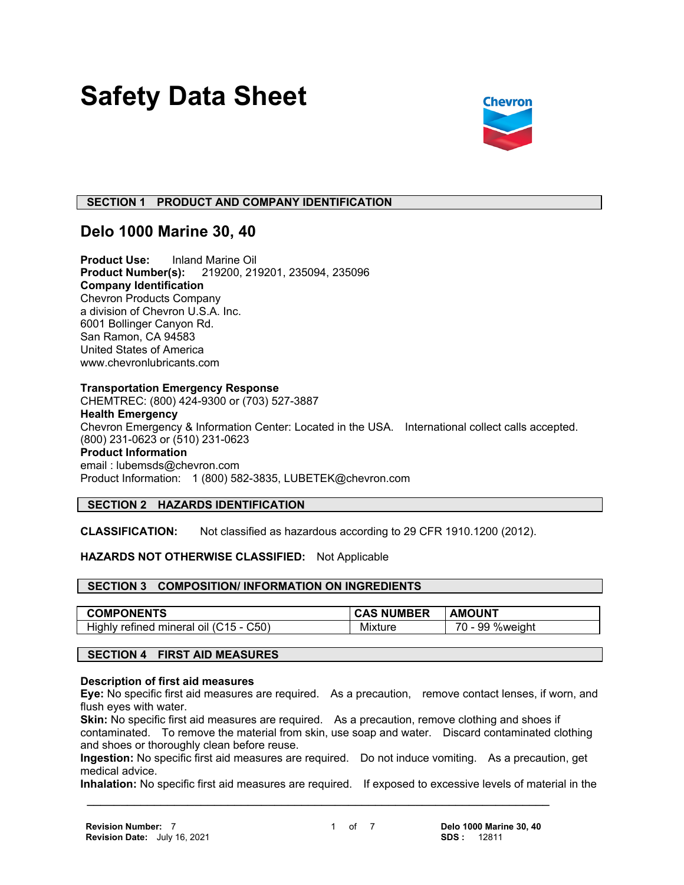# Safety Data Sheet

## SECTION 1 PRODUCT AND COMPANY IDENTIFICATION

## Delo 1000 Marine 30, 40

**Product Use:** Inland Marine Oil
**Product Number(s):** 219200, 219201, 235094, 235096
**Company Identification**
Chevron Products Company
a division of Chevron U.S.A. Inc.
6001 Bollinger Canyon Rd.
San Ramon, CA 94583
United States of America
www.chevronlubricants.com

**Transportation Emergency Response**
CHEMTREC: (800) 424-9300 or (703) 527-3887
**Health Emergency**
Chevron Emergency & Information Center: Located in the USA. International collect calls accepted. (800) 231-0623 or (510) 231-0623
**Product Information**
email : lubemsds@chevron.com
Product Information: 1 (800) 582-3835, LUBETEK@chevron.com

## SECTION 2 HAZARDS IDENTIFICATION

**CLASSIFICATION:** Not classified as hazardous according to 29 CFR 1910.1200 (2012).

**HAZARDS NOT OTHERWISE CLASSIFIED:** Not Applicable

## SECTION 3 COMPOSITION/ INFORMATION ON INGREDIENTS

| COMPONENTS | CAS NUMBER | AMOUNT |
|---|---|---|
| Highly refined mineral oil (C15 - C50) | Mixture | 70 - 99 %weight |

## SECTION 4 FIRST AID MEASURES

**Description of first aid measures**
**Eye:** No specific first aid measures are required. As a precaution, remove contact lenses, if worn, and flush eyes with water.
**Skin:** No specific first aid measures are required. As a precaution, remove clothing and shoes if contaminated. To remove the material from skin, use soap and water. Discard contaminated clothing and shoes or thoroughly clean before reuse.
**Ingestion:** No specific first aid measures are required. Do not induce vomiting. As a precaution, get medical advice.
**Inhalation:** No specific first aid measures are required. If exposed to excessive levels of material in the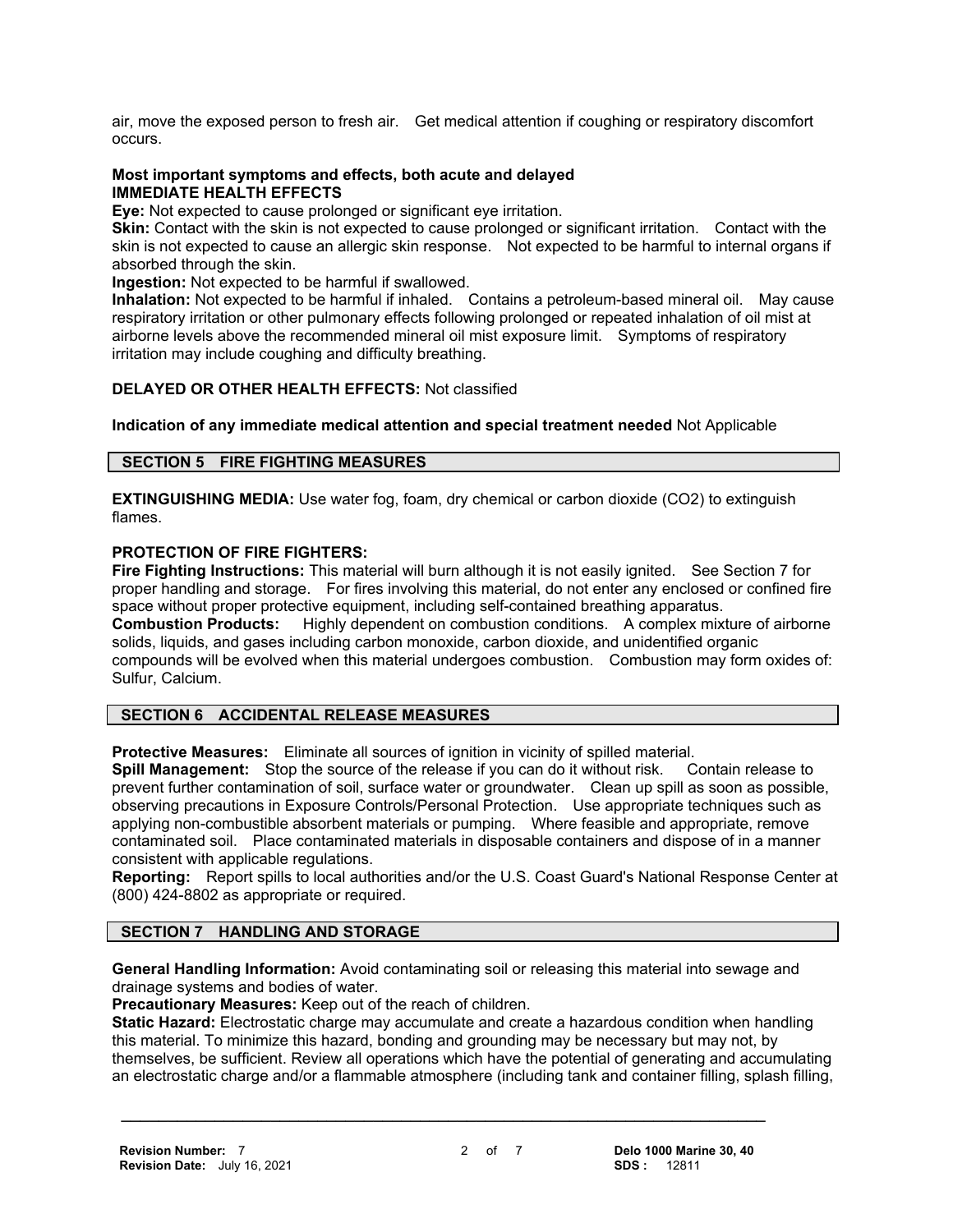air, move the exposed person to fresh air. Get medical attention if coughing or respiratory discomfort occurs.

**Most important symptoms and effects, both acute and delayed**
**IMMEDIATE HEALTH EFFECTS**

**Eye:** Not expected to cause prolonged or significant eye irritation.
**Skin:** Contact with the skin is not expected to cause prolonged or significant irritation. Contact with the skin is not expected to cause an allergic skin response. Not expected to be harmful to internal organs if absorbed through the skin.
**Ingestion:** Not expected to be harmful if swallowed.
**Inhalation:** Not expected to be harmful if inhaled. Contains a petroleum-based mineral oil. May cause respiratory irritation or other pulmonary effects following prolonged or repeated inhalation of oil mist at airborne levels above the recommended mineral oil mist exposure limit. Symptoms of respiratory irritation may include coughing and difficulty breathing.

**DELAYED OR OTHER HEALTH EFFECTS:** Not classified

**Indication of any immediate medical attention and special treatment needed** Not Applicable

## SECTION 5 FIRE FIGHTING MEASURES

**EXTINGUISHING MEDIA:** Use water fog, foam, dry chemical or carbon dioxide ($CO_2$) to extinguish flames.

**PROTECTION OF FIRE FIGHTERS:**
**Fire Fighting Instructions:** This material will burn although it is not easily ignited. See Section 7 for proper handling and storage. For fires involving this material, do not enter any enclosed or confined fire space without proper protective equipment, including self-contained breathing apparatus.
**Combustion Products:** Highly dependent on combustion conditions. A complex mixture of airborne solids, liquids, and gases including carbon monoxide, carbon dioxide, and unidentified organic compounds will be evolved when this material undergoes combustion. Combustion may form oxides of: Sulfur, Calcium.

## SECTION 6 ACCIDENTAL RELEASE MEASURES

**Protective Measures:** Eliminate all sources of ignition in vicinity of spilled material.
**Spill Management:** Stop the source of the release if you can do it without risk. Contain release to prevent further contamination of soil, surface water or groundwater. Clean up spill as soon as possible, observing precautions in Exposure Controls/Personal Protection. Use appropriate techniques such as applying non-combustible absorbent materials or pumping. Where feasible and appropriate, remove contaminated soil. Place contaminated materials in disposable containers and dispose of in a manner consistent with applicable regulations.
**Reporting:** Report spills to local authorities and/or the U.S. Coast Guard's National Response Center at (800) 424-8802 as appropriate or required.

## SECTION 7 HANDLING AND STORAGE

**General Handling Information:** Avoid contaminating soil or releasing this material into sewage and drainage systems and bodies of water.
**Precautionary Measures:** Keep out of the reach of children.
**Static Hazard:** Electrostatic charge may accumulate and create a hazardous condition when handling this material. To minimize this hazard, bonding and grounding may be necessary but may not, by themselves, be sufficient. Review all operations which have the potential of generating and accumulating an electrostatic charge and/or a flammable atmosphere (including tank and container filling, splash filling,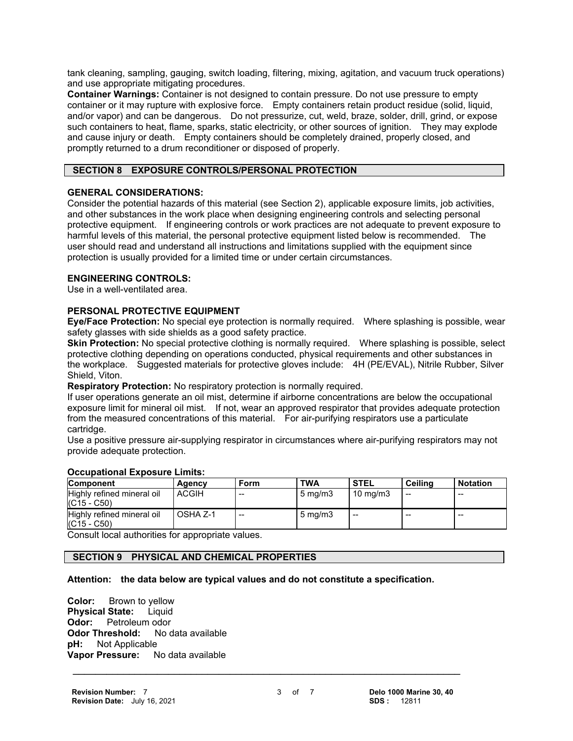tank cleaning, sampling, gauging, switch loading, filtering, mixing, agitation, and vacuum truck operations) and use appropriate mitigating procedures.

**Container Warnings:** Container is not designed to contain pressure. Do not use pressure to empty container or it may rupture with explosive force. Empty containers retain product residue (solid, liquid, and/or vapor) and can be dangerous. Do not pressurize, cut, weld, braze, solder, drill, grind, or expose such containers to heat, flame, sparks, static electricity, or other sources of ignition. They may explode and cause injury or death. Empty containers should be completely drained, properly closed, and promptly returned to a drum reconditioner or disposed of properly.

## SECTION 8 EXPOSURE CONTROLS/PERSONAL PROTECTION

### GENERAL CONSIDERATIONS:

Consider the potential hazards of this material (see Section 2), applicable exposure limits, job activities, and other substances in the work place when designing engineering controls and selecting personal protective equipment. If engineering controls or work practices are not adequate to prevent exposure to harmful levels of this material, the personal protective equipment listed below is recommended. The user should read and understand all instructions and limitations supplied with the equipment since protection is usually provided for a limited time or under certain circumstances.

### ENGINEERING CONTROLS:

Use in a well-ventilated area.

### PERSONAL PROTECTIVE EQUIPMENT

**Eye/Face Protection:** No special eye protection is normally required. Where splashing is possible, wear safety glasses with side shields as a good safety practice.

**Skin Protection:** No special protective clothing is normally required. Where splashing is possible, select protective clothing depending on operations conducted, physical requirements and other substances in the workplace. Suggested materials for protective gloves include: 4H (PE/EVAL), Nitrile Rubber, Silver Shield, Viton.

**Respiratory Protection:** No respiratory protection is normally required.

If user operations generate an oil mist, determine if airborne concentrations are below the occupational exposure limit for mineral oil mist. If not, wear an approved respirator that provides adequate protection from the measured concentrations of this material. For air-purifying respirators use a particulate cartridge.

Use a positive pressure air-supplying respirator in circumstances where air-purifying respirators may not provide adequate protection.

**Occupational Exposure Limits:**

| Component | Agency | Form | TWA | STEL | Ceiling | Notation |
|---|---|---|---|---|---|---|
| Highly refined mineral oil (C15 - C50) | ACGIH | -- | 5 mg/m3 | 10 mg/m3 | -- | -- |
| Highly refined mineral oil (C15 - C50) | OSHA Z-1 | -- | 5 mg/m3 | -- | -- | -- |

Consult local authorities for appropriate values.

## SECTION 9 PHYSICAL AND CHEMICAL PROPERTIES

**Attention: the data below are typical values and do not constitute a specification.**

**Color:** Brown to yellow
**Physical State:** Liquid
**Odor:** Petroleum odor
**Odor Threshold:** No data available
**pH:** Not Applicable
**Vapor Pressure:** No data available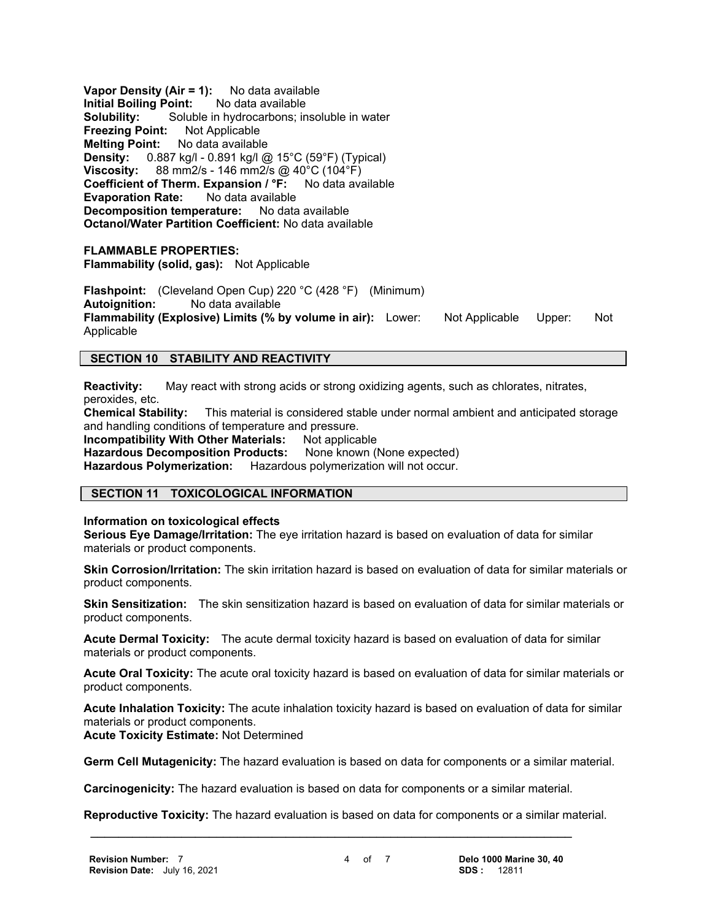**Vapor Density (Air = 1):** No data available
**Initial Boiling Point:** No data available
**Solubility:** Soluble in hydrocarbons; insoluble in water
**Freezing Point:** Not Applicable
**Melting Point:** No data available
**Density:** 0.887 kg/l - 0.891 kg/l @ 15°C (59°F) (Typical)
**Viscosity:** 88 mm2/s - 146 mm2/s @ 40°C (104°F)
**Coefficient of Therm. Expansion / °F:** No data available
**Evaporation Rate:** No data available
**Decomposition temperature:** No data available
**Octanol/Water Partition Coefficient:** No data available

**FLAMMABLE PROPERTIES:**
**Flammability (solid, gas):** Not Applicable

**Flashpoint:** (Cleveland Open Cup) 220 °C (428 °F) (Minimum)
**Autoignition:** No data available
**Flammability (Explosive) Limits (% by volume in air):** Lower: Not Applicable Upper: Not Applicable

## SECTION 10 STABILITY AND REACTIVITY

**Reactivity:** May react with strong acids or strong oxidizing agents, such as chlorates, nitrates, peroxides, etc.
**Chemical Stability:** This material is considered stable under normal ambient and anticipated storage and handling conditions of temperature and pressure.
**Incompatibility With Other Materials:** Not applicable
**Hazardous Decomposition Products:** None known (None expected)
**Hazardous Polymerization:** Hazardous polymerization will not occur.

## SECTION 11 TOXICOLOGICAL INFORMATION

**Information on toxicological effects**
**Serious Eye Damage/Irritation:** The eye irritation hazard is based on evaluation of data for similar materials or product components.

**Skin Corrosion/Irritation:** The skin irritation hazard is based on evaluation of data for similar materials or product components.

**Skin Sensitization:** The skin sensitization hazard is based on evaluation of data for similar materials or product components.

**Acute Dermal Toxicity:** The acute dermal toxicity hazard is based on evaluation of data for similar materials or product components.

**Acute Oral Toxicity:** The acute oral toxicity hazard is based on evaluation of data for similar materials or product components.

**Acute Inhalation Toxicity:** The acute inhalation toxicity hazard is based on evaluation of data for similar materials or product components.
**Acute Toxicity Estimate:** Not Determined

**Germ Cell Mutagenicity:** The hazard evaluation is based on data for components or a similar material.

**Carcinogenicity:** The hazard evaluation is based on data for components or a similar material.

**Reproductive Toxicity:** The hazard evaluation is based on data for components or a similar material.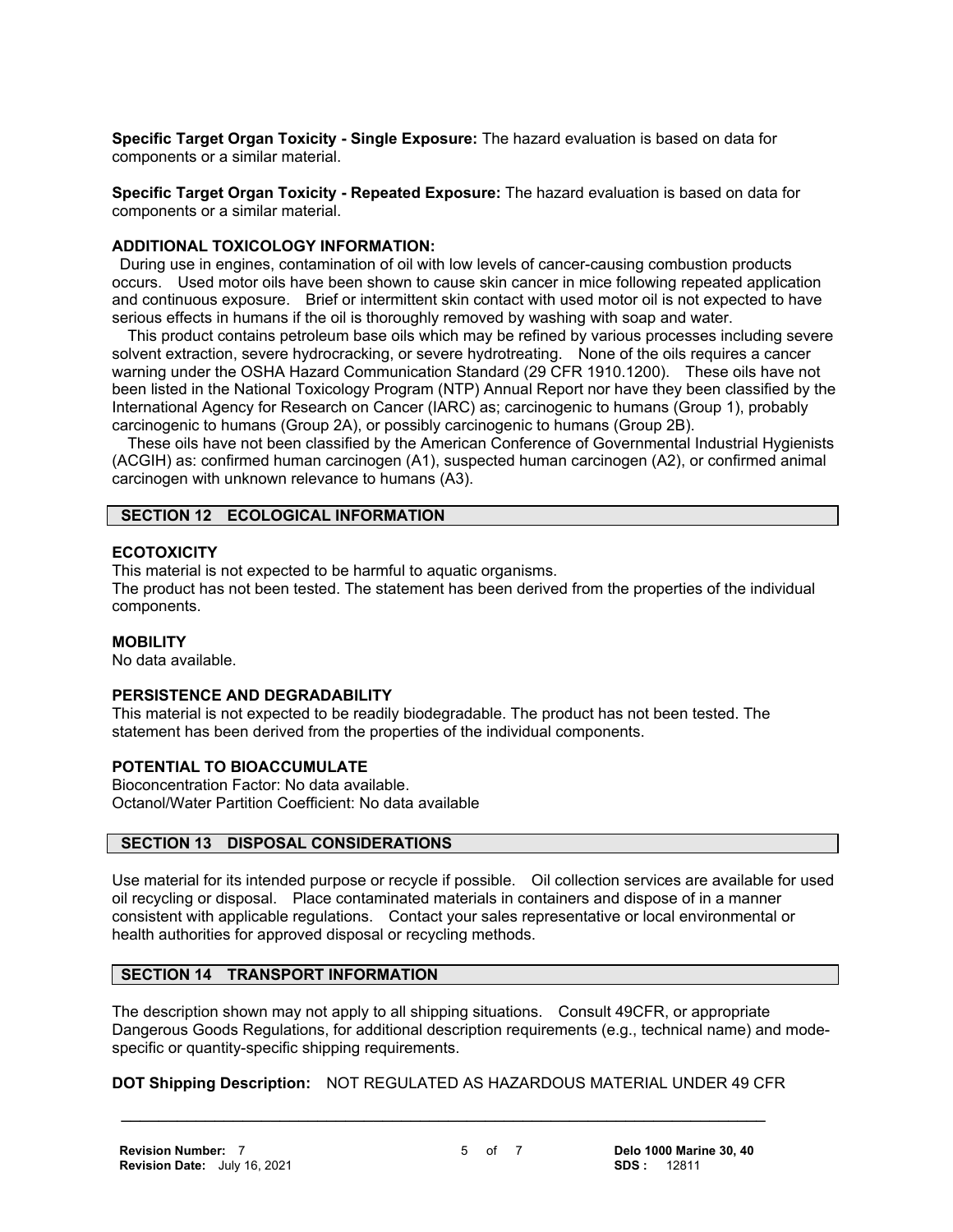**Specific Target Organ Toxicity - Single Exposure:** The hazard evaluation is based on data for components or a similar material.

**Specific Target Organ Toxicity - Repeated Exposure:** The hazard evaluation is based on data for components or a similar material.

**ADDITIONAL TOXICOLOGY INFORMATION:**

During use in engines, contamination of oil with low levels of cancer-causing combustion products occurs. Used motor oils have been shown to cause skin cancer in mice following repeated application and continuous exposure. Brief or intermittent skin contact with used motor oil is not expected to have serious effects in humans if the oil is thoroughly removed by washing with soap and water.

This product contains petroleum base oils which may be refined by various processes including severe solvent extraction, severe hydrocracking, or severe hydrotreating. None of the oils requires a cancer warning under the OSHA Hazard Communication Standard (29 CFR 1910.1200). These oils have not been listed in the National Toxicology Program (NTP) Annual Report nor have they been classified by the International Agency for Research on Cancer (IARC) as; carcinogenic to humans (Group 1), probably carcinogenic to humans (Group 2A), or possibly carcinogenic to humans (Group 2B).

These oils have not been classified by the American Conference of Governmental Industrial Hygienists (ACGIH) as: confirmed human carcinogen (A1), suspected human carcinogen (A2), or confirmed animal carcinogen with unknown relevance to humans (A3).

## SECTION 12 ECOLOGICAL INFORMATION

**ECOTOXICITY**

This material is not expected to be harmful to aquatic organisms.
The product has not been tested. The statement has been derived from the properties of the individual components.

**MOBILITY**

No data available.

**PERSISTENCE AND DEGRADABILITY**

This material is not expected to be readily biodegradable. The product has not been tested. The statement has been derived from the properties of the individual components.

**POTENTIAL TO BIOACCUMULATE**

Bioconcentration Factor: No data available.
Octanol/Water Partition Coefficient: No data available

## SECTION 13 DISPOSAL CONSIDERATIONS

Use material for its intended purpose or recycle if possible. Oil collection services are available for used oil recycling or disposal. Place contaminated materials in containers and dispose of in a manner consistent with applicable regulations. Contact your sales representative or local environmental or health authorities for approved disposal or recycling methods.

## SECTION 14 TRANSPORT INFORMATION

The description shown may not apply to all shipping situations. Consult 49CFR, or appropriate Dangerous Goods Regulations, for additional description requirements (e.g., technical name) and mode-specific or quantity-specific shipping requirements.

**DOT Shipping Description:** NOT REGULATED AS HAZARDOUS MATERIAL UNDER 49 CFR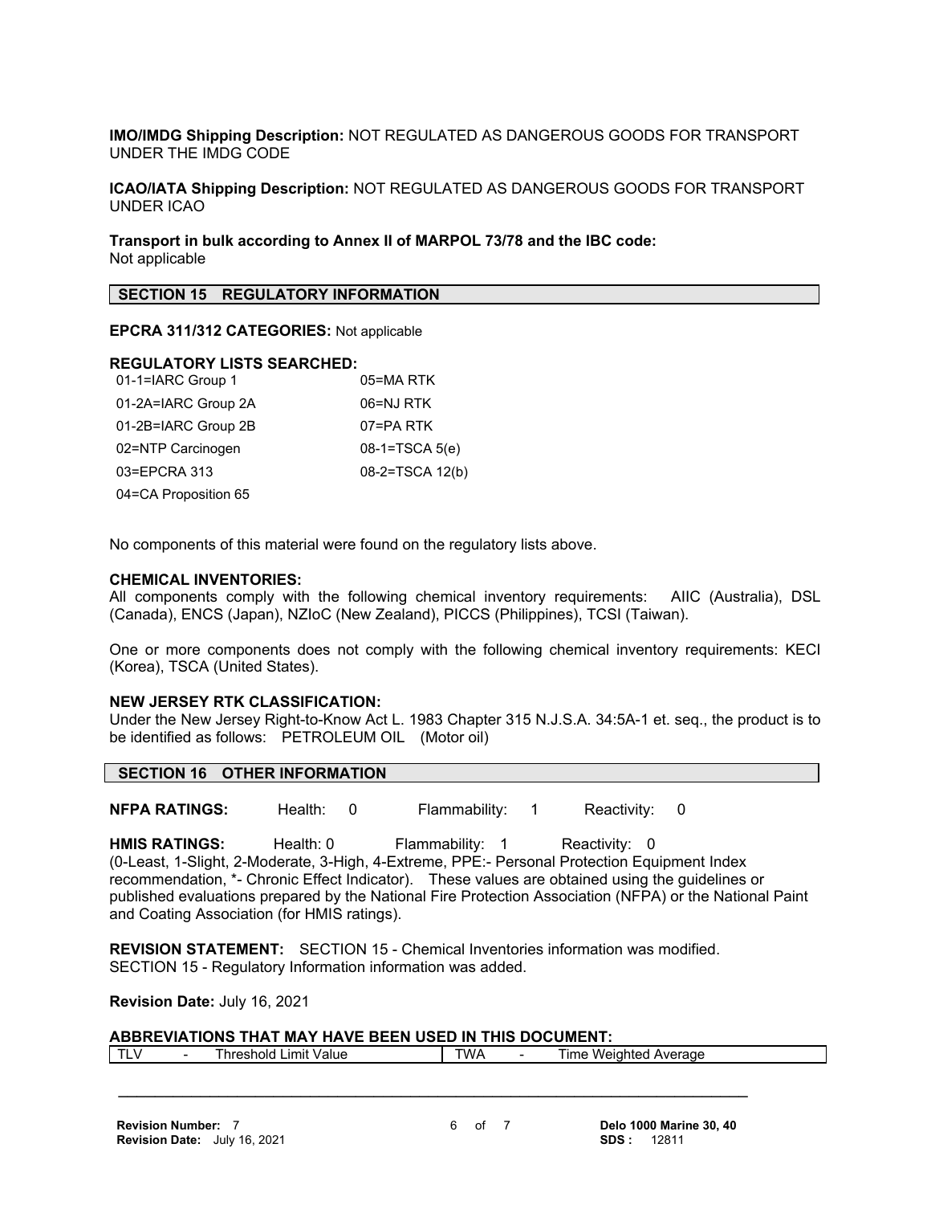**IMO/IMDG Shipping Description:** NOT REGULATED AS DANGEROUS GOODS FOR TRANSPORT UNDER THE IMDG CODE

**ICAO/IATA Shipping Description:** NOT REGULATED AS DANGEROUS GOODS FOR TRANSPORT UNDER ICAO

**Transport in bulk according to Annex II of MARPOL 73/78 and the IBC code:**
Not applicable

## SECTION 15 REGULATORY INFORMATION

**EPCRA 311/312 CATEGORIES:** Not applicable

**REGULATORY LISTS SEARCHED:**

| | |
|---|---|
| 01-1=IARC Group 1 | 05=MA RTK |
| 01-2A=IARC Group 2A | 06=NJ RTK |
| 01-2B=IARC Group 2B | 07=PA RTK |
| 02=NTP Carcinogen | 08-1=TSCA 5(e) |
| 03=EPCRA 313 | 08-2=TSCA 12(b) |
| 04=CA Proposition 65 | |

No components of this material were found on the regulatory lists above.

**CHEMICAL INVENTORIES:**
All components comply with the following chemical inventory requirements: AIIC (Australia), DSL (Canada), ENCS (Japan), NZIoC (New Zealand), PICCS (Philippines), TCSI (Taiwan).

One or more components does not comply with the following chemical inventory requirements: KECI (Korea), TSCA (United States).

**NEW JERSEY RTK CLASSIFICATION:**
Under the New Jersey Right-to-Know Act L. 1983 Chapter 315 N.J.S.A. 34:5A-1 et. seq., the product is to be identified as follows: PETROLEUM OIL (Motor oil)

## SECTION 16 OTHER INFORMATION

**NFPA RATINGS:** Health: 0 Flammability: 1 Reactivity: 0

**HMIS RATINGS:** Health: 0 Flammability: 1 Reactivity: 0
(0-Least, 1-Slight, 2-Moderate, 3-High, 4-Extreme, PPE:- Personal Protection Equipment Index recommendation, *- Chronic Effect Indicator). These values are obtained using the guidelines or published evaluations prepared by the National Fire Protection Association (NFPA) or the National Paint and Coating Association (for HMIS ratings).

**REVISION STATEMENT:** SECTION 15 - Chemical Inventories information was modified.
SECTION 15 - Regulatory Information information was added.

**Revision Date:** July 16, 2021

**ABBREVIATIONS THAT MAY HAVE BEEN USED IN THIS DOCUMENT:**

| | | | | | |
|---|---|---|---|---|---|
| TLV | - | Threshold Limit Value | TWA | - | Time Weighted Average |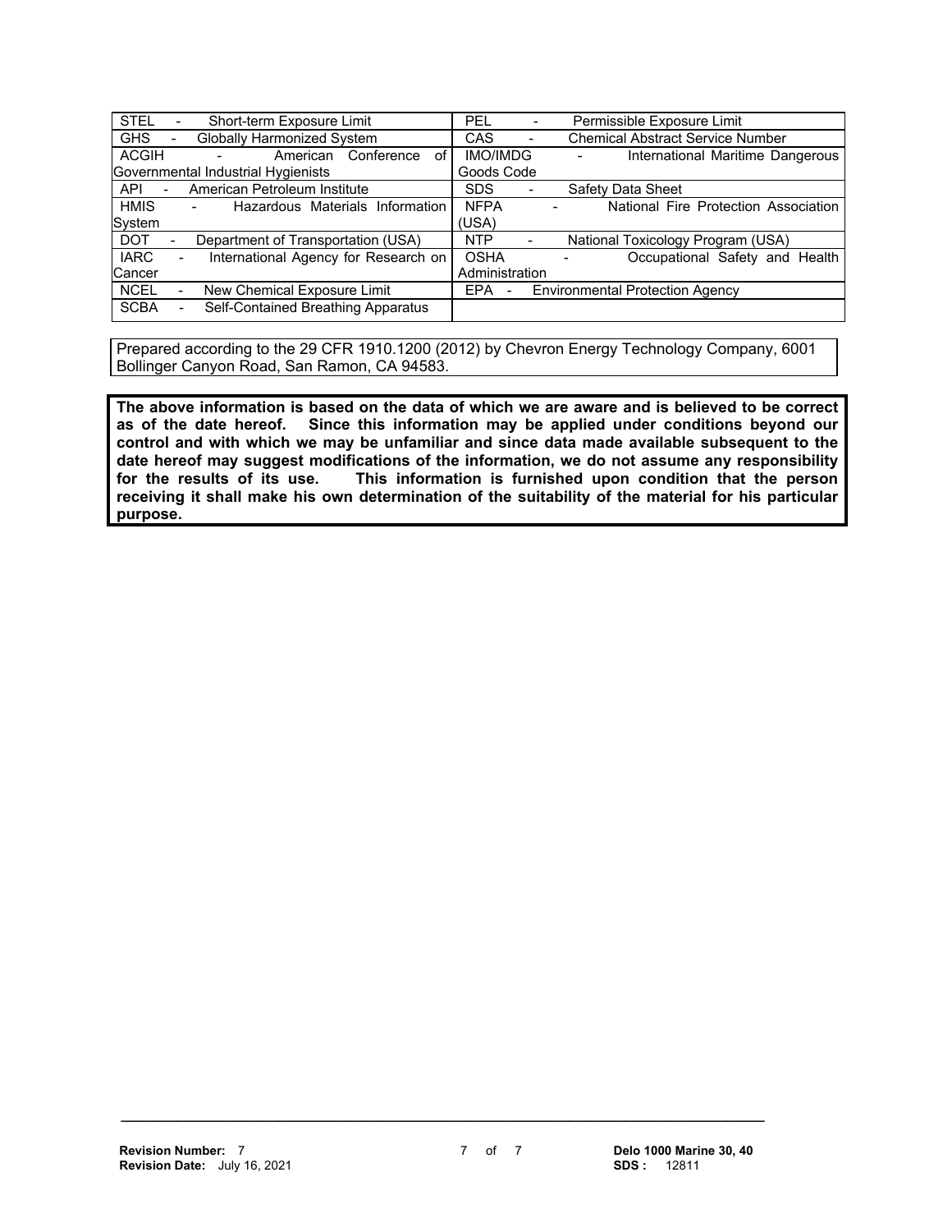| | |
|---|---|
| STEL - Short-term Exposure Limit | PEL - Permissible Exposure Limit |
| GHS - Globally Harmonized System | CAS - Chemical Abstract Service Number |
| ACGIH - American Conference of Governmental Industrial Hygienists | IMO/IMDG - International Maritime Dangerous Goods Code |
| API - American Petroleum Institute | SDS - Safety Data Sheet |
| HMIS - Hazardous Materials Information System | NFPA - National Fire Protection Association (USA) |
| DOT - Department of Transportation (USA) | NTP - National Toxicology Program (USA) |
| IARC - International Agency for Research on Cancer | OSHA - Occupational Safety and Health Administration |
| NCEL - New Chemical Exposure Limit | EPA - Environmental Protection Agency |
| SCBA - Self-Contained Breathing Apparatus | |

Prepared according to the 29 CFR 1910.1200 (2012) by Chevron Energy Technology Company, 6001 Bollinger Canyon Road, San Ramon, CA 94583.

**The above information is based on the data of which we are aware and is believed to be correct as of the date hereof. Since this information may be applied under conditions beyond our control and with which we may be unfamiliar and since data made available subsequent to the date hereof may suggest modifications of the information, we do not assume any responsibility for the results of its use. This information is furnished upon condition that the person receiving it shall make his own determination of the suitability of the material for his particular purpose.**